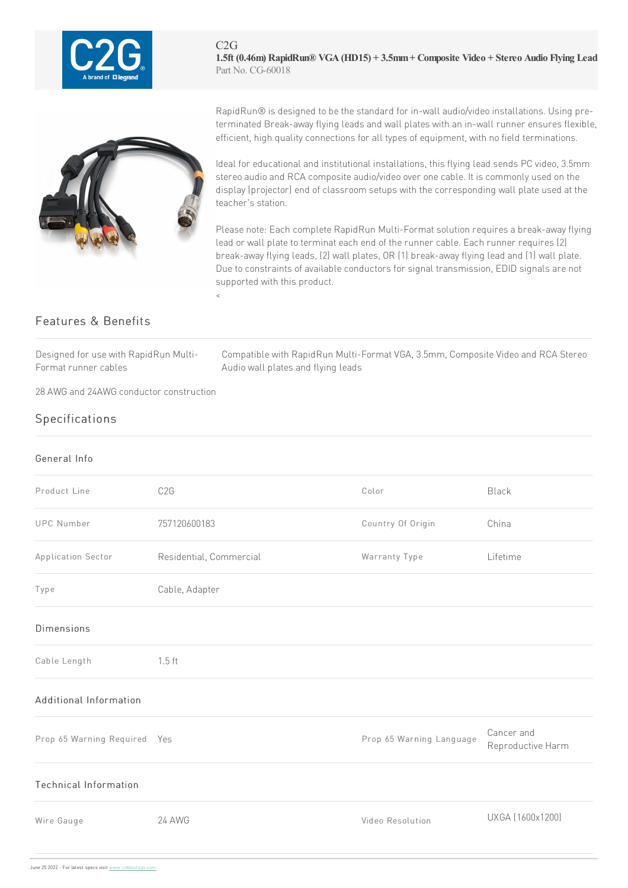C2G

**1.5ft (0.46m) RapidRun® VGA (HD15) + 3.5mm + Composite Video + Stereo Audio Flying Lead**

Part No. CG-60018

RapidRun® is designed to be the standard for in-wall audio/video installations. Using pre-terminated Break-away flying leads and wall plates with an in-wall runner ensures flexible, efficient, high quality connections for all types of equipment, with no field terminations.

Ideal for educational and institutional installations, this flying lead sends PC video, 3.5mm stereo audio and RCA composite audio/video over one cable. It is commonly used on the display (projector) end of classroom setups with the corresponding wall plate used at the teacher's station.

Please note: Each complete RapidRun Multi-Format solution requires a break-away flying lead or wall plate to terminat each end of the runner cable. Each runner requires (2) break-away flying leads, (2) wall plates, OR (1) break-away flying lead and (1) wall plate. Due to constraints of available conductors for signal transmission, EDID signals are not supported with this product.

<

## Features & Benefits

- Designed for use with RapidRun Multi-Format runner cables
- Compatible with RapidRun Multi-Format VGA, 3.5mm, Composite Video and RCA Stereo Audio wall plates and flying leads
- 28 AWG and 24AWG conductor construction

## Specifications

### General Info

| | | | |
|---|---|---|---|
| Product Line | C2G | Color | Black |
| UPC Number | 757120600183 | Country Of Origin | China |
| Application Sector | Residential, Commercial | Warranty Type | Lifetime |
| Type | Cable, Adapter | | |

### Dimensions

| | |
|---|---|
| Cable Length | 1.5 ft |

### Additional Information

| | | | |
|---|---|---|---|
| Prop 65 Warning Required | Yes | Prop 65 Warning Language | Cancer and Reproductive Harm |

### Technical Information

| | | | |
|---|---|---|---|
| Wire Gauge | 24 AWG | Video Resolution | UXGA (1600x1200) |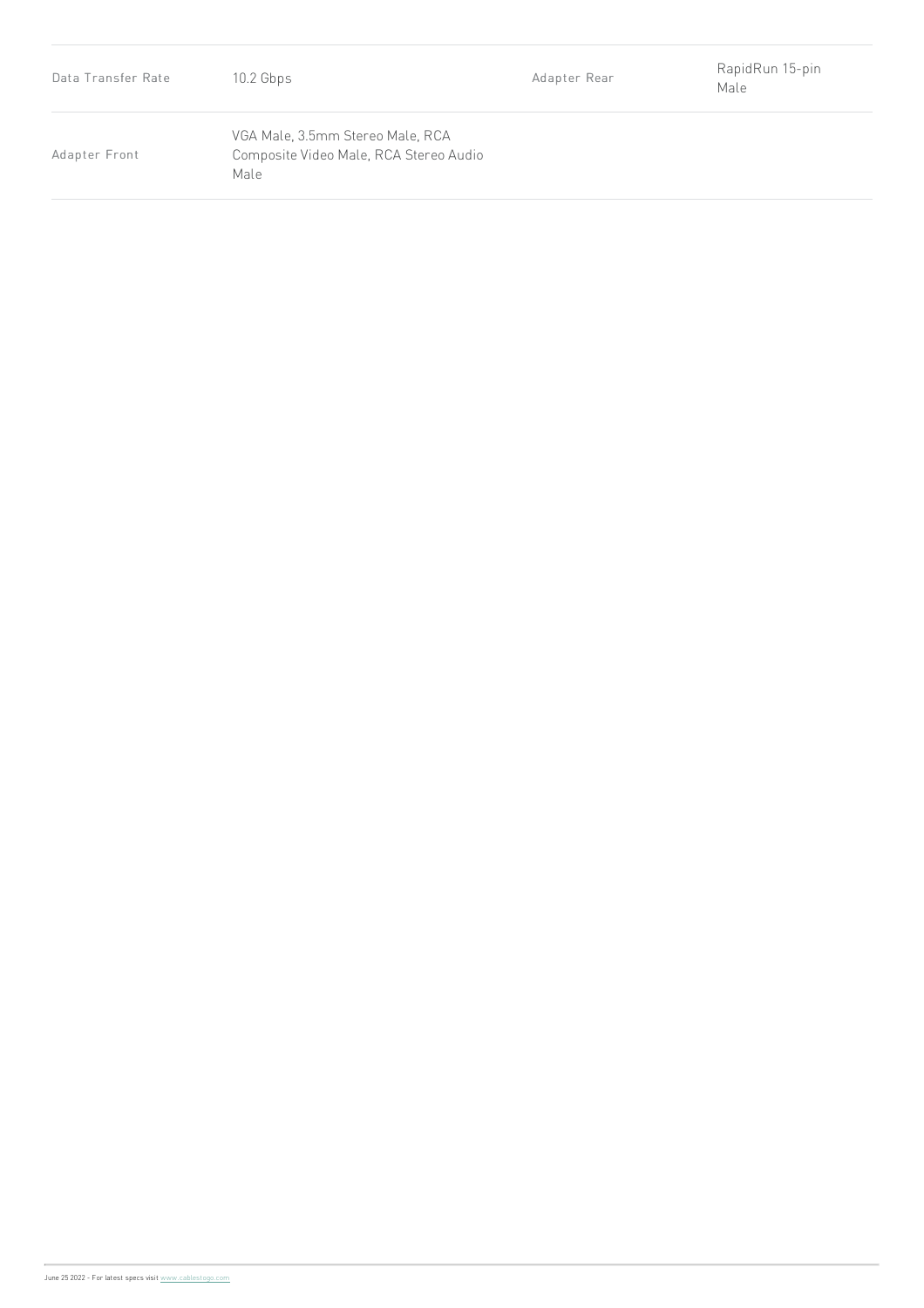| | | | |
|---|---|---|---|
| Data Transfer Rate | 10.2 Gbps | Adapter Rear | RapidRun 15-pin Male |
| Adapter Front | VGA Male, 3.5mm Stereo Male, RCA Composite Video Male, RCA Stereo Audio Male | | |